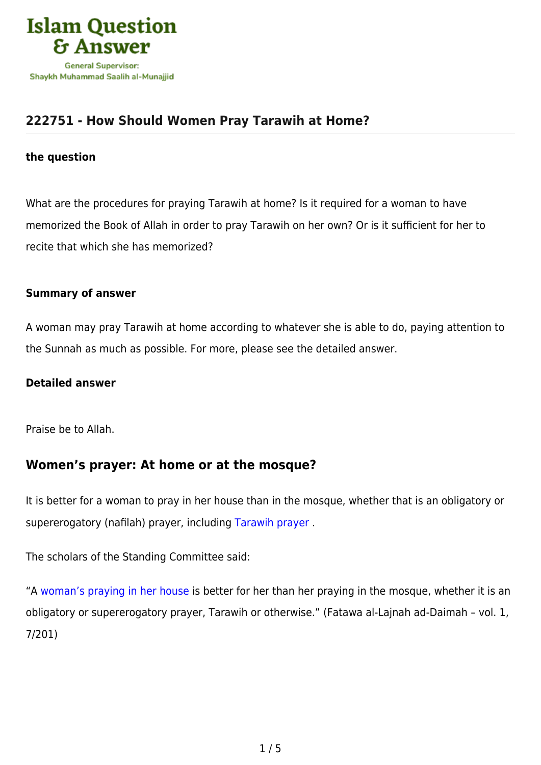# 222751 - How Should Women Pray Tarawih at Home?

**the question**

What are the procedures for praying Tarawih at home? Is it required for a woman to have memorized the Book of Allah in order to pray Tarawih on her own? Or is it sufficient for her to recite that which she has memorized?

**Summary of answer**

A woman may pray Tarawih at home according to whatever she is able to do, paying attention to the Sunnah as much as possible. For more, please see the detailed answer.

**Detailed answer**

Praise be to Allah.

## Women's prayer: At home or at the mosque?

It is better for a woman to pray in her house than in the mosque, whether that is an obligatory or supererogatory (nafilah) prayer, including Tarawih prayer .

The scholars of the Standing Committee said:

"A woman's praying in her house is better for her than her praying in the mosque, whether it is an obligatory or supererogatory prayer, Tarawih or otherwise." (Fatawa al-Lajnah ad-Daimah – vol. 1, 7/201)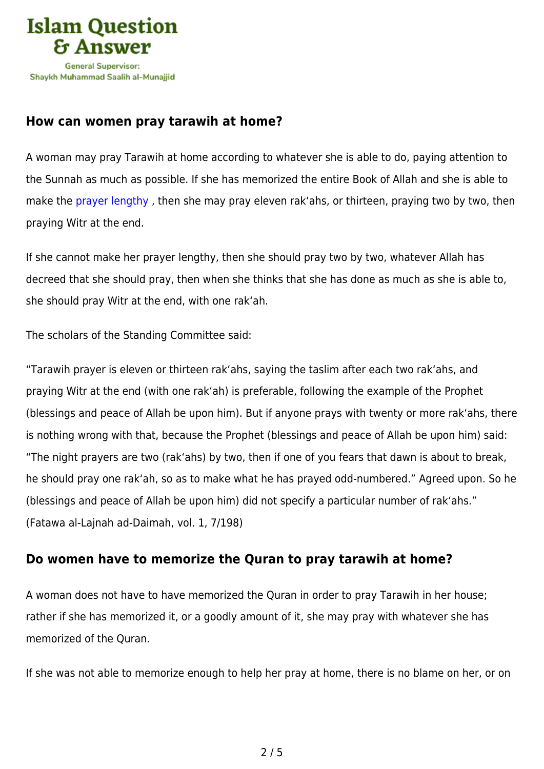## How can women pray tarawih at home?

A woman may pray Tarawih at home according to whatever she is able to do, paying attention to the Sunnah as much as possible. If she has memorized the entire Book of Allah and she is able to make the prayer lengthy , then she may pray eleven rak'ahs, or thirteen, praying two by two, then praying Witr at the end.

If she cannot make her prayer lengthy, then she should pray two by two, whatever Allah has decreed that she should pray, then when she thinks that she has done as much as she is able to, she should pray Witr at the end, with one rak'ah.

The scholars of the Standing Committee said:

"Tarawih prayer is eleven or thirteen rak'ahs, saying the taslim after each two rak'ahs, and praying Witr at the end (with one rak'ah) is preferable, following the example of the Prophet (blessings and peace of Allah be upon him). But if anyone prays with twenty or more rak'ahs, there is nothing wrong with that, because the Prophet (blessings and peace of Allah be upon him) said: "The night prayers are two (rak'ahs) by two, then if one of you fears that dawn is about to break, he should pray one rak'ah, so as to make what he has prayed odd-numbered." Agreed upon. So he (blessings and peace of Allah be upon him) did not specify a particular number of rak'ahs." (Fatawa al-Lajnah ad-Daimah, vol. 1, 7/198)

## Do women have to memorize the Quran to pray tarawih at home?

A woman does not have to have memorized the Quran in order to pray Tarawih in her house; rather if she has memorized it, or a goodly amount of it, she may pray with whatever she has memorized of the Quran.

If she was not able to memorize enough to help her pray at home, there is no blame on her, or on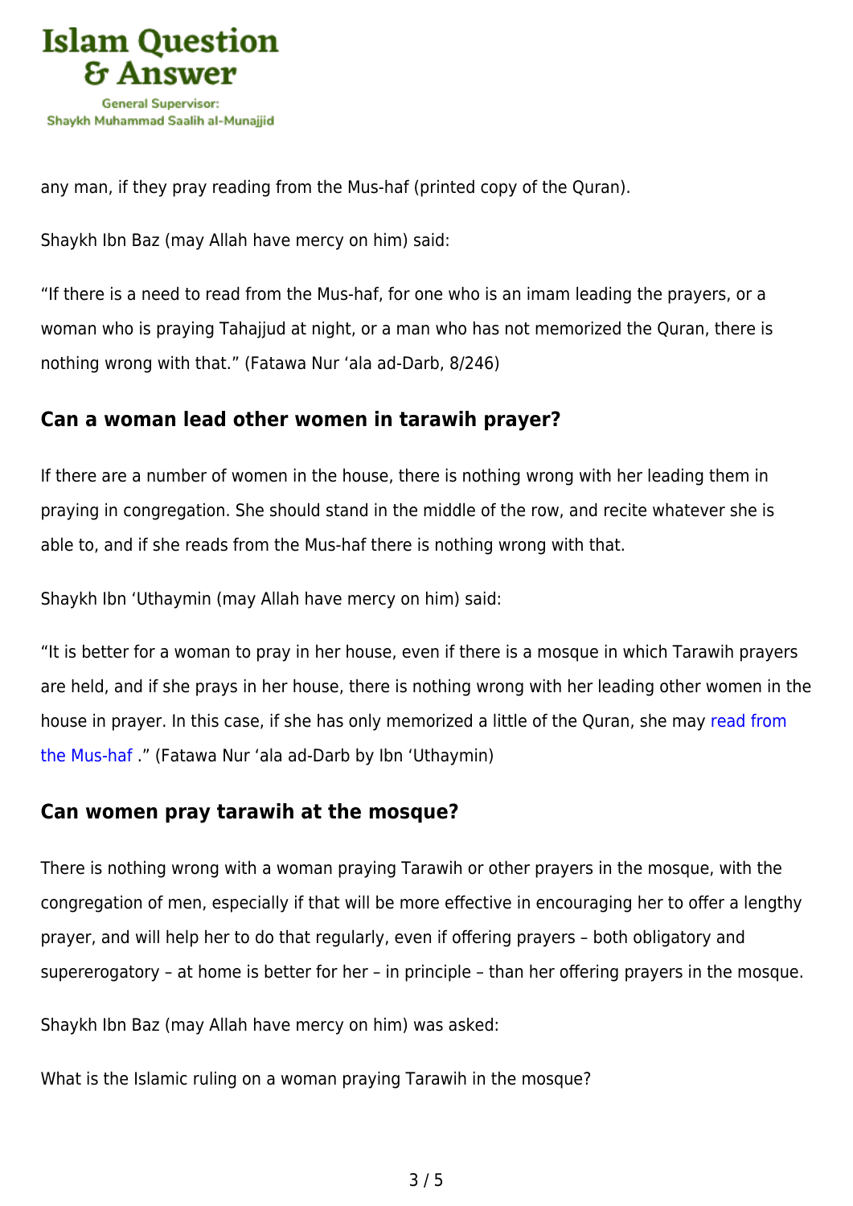any man, if they pray reading from the Mus-haf (printed copy of the Quran).

Shaykh Ibn Baz (may Allah have mercy on him) said:

"If there is a need to read from the Mus-haf, for one who is an imam leading the prayers, or a woman who is praying Tahajjud at night, or a man who has not memorized the Quran, there is nothing wrong with that." (Fatawa Nur 'ala ad-Darb, 8/246)

### Can a woman lead other women in tarawih prayer?

If there are a number of women in the house, there is nothing wrong with her leading them in praying in congregation. She should stand in the middle of the row, and recite whatever she is able to, and if she reads from the Mus-haf there is nothing wrong with that.

Shaykh Ibn 'Uthaymin (may Allah have mercy on him) said:

"It is better for a woman to pray in her house, even if there is a mosque in which Tarawih prayers are held, and if she prays in her house, there is nothing wrong with her leading other women in the house in prayer. In this case, if she has only memorized a little of the Quran, she may read from the Mus-haf ." (Fatawa Nur 'ala ad-Darb by Ibn 'Uthaymin)

### Can women pray tarawih at the mosque?

There is nothing wrong with a woman praying Tarawih or other prayers in the mosque, with the congregation of men, especially if that will be more effective in encouraging her to offer a lengthy prayer, and will help her to do that regularly, even if offering prayers – both obligatory and supererogatory – at home is better for her – in principle – than her offering prayers in the mosque.

Shaykh Ibn Baz (may Allah have mercy on him) was asked:

What is the Islamic ruling on a woman praying Tarawih in the mosque?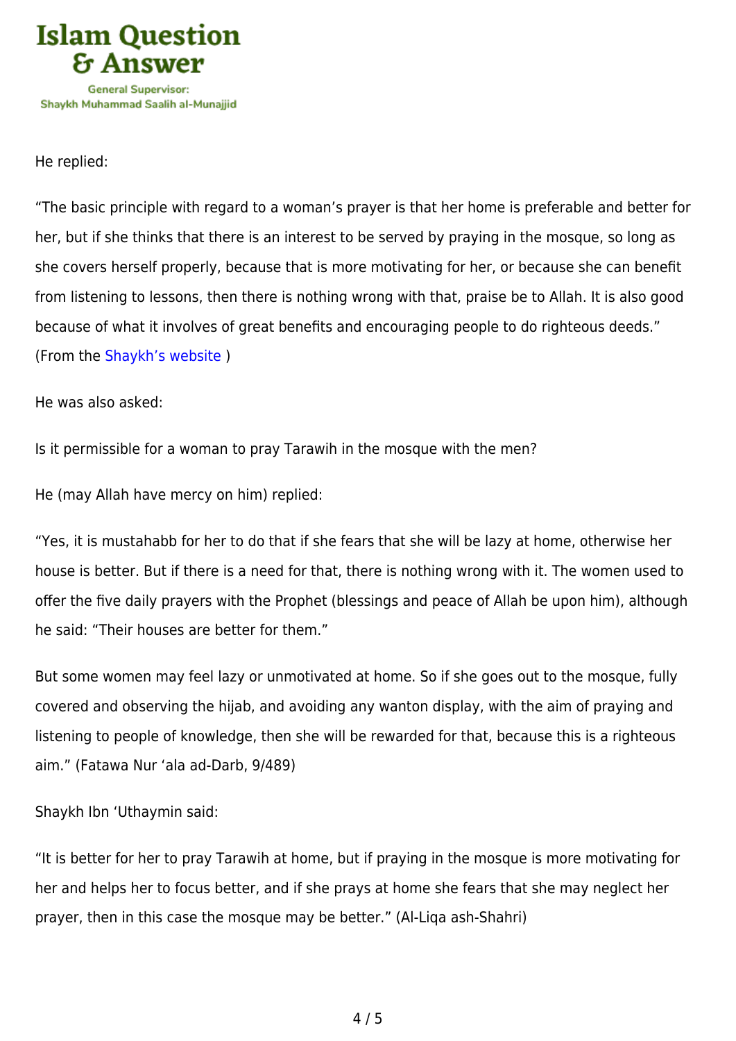He replied:

"The basic principle with regard to a woman's prayer is that her home is preferable and better for her, but if she thinks that there is an interest to be served by praying in the mosque, so long as she covers herself properly, because that is more motivating for her, or because she can benefit from listening to lessons, then there is nothing wrong with that, praise be to Allah. It is also good because of what it involves of great benefits and encouraging people to do righteous deeds." (From the Shaykh's website )

He was also asked:

Is it permissible for a woman to pray Tarawih in the mosque with the men?

He (may Allah have mercy on him) replied:

"Yes, it is mustahabb for her to do that if she fears that she will be lazy at home, otherwise her house is better. But if there is a need for that, there is nothing wrong with it. The women used to offer the five daily prayers with the Prophet (blessings and peace of Allah be upon him), although he said: "Their houses are better for them."

But some women may feel lazy or unmotivated at home. So if she goes out to the mosque, fully covered and observing the hijab, and avoiding any wanton display, with the aim of praying and listening to people of knowledge, then she will be rewarded for that, because this is a righteous aim." (Fatawa Nur 'ala ad-Darb, 9/489)

Shaykh Ibn 'Uthaymin said:

"It is better for her to pray Tarawih at home, but if praying in the mosque is more motivating for her and helps her to focus better, and if she prays at home she fears that she may neglect her prayer, then in this case the mosque may be better." (Al-Liqa ash-Shahri)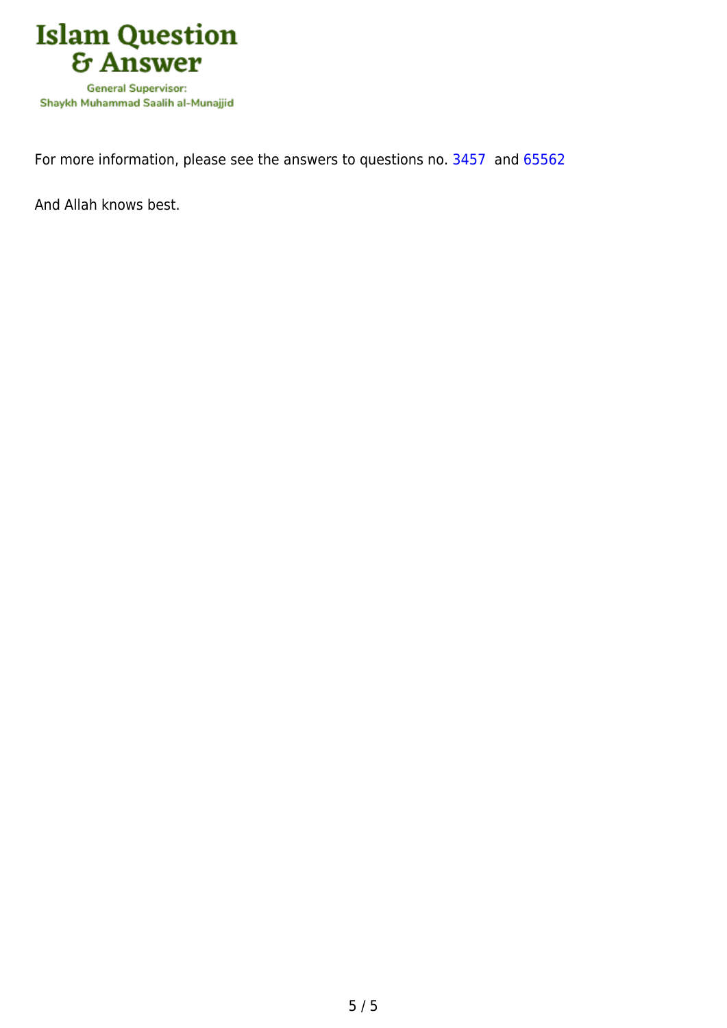For more information, please see the answers to questions no. 3457 and 65562

And Allah knows best.